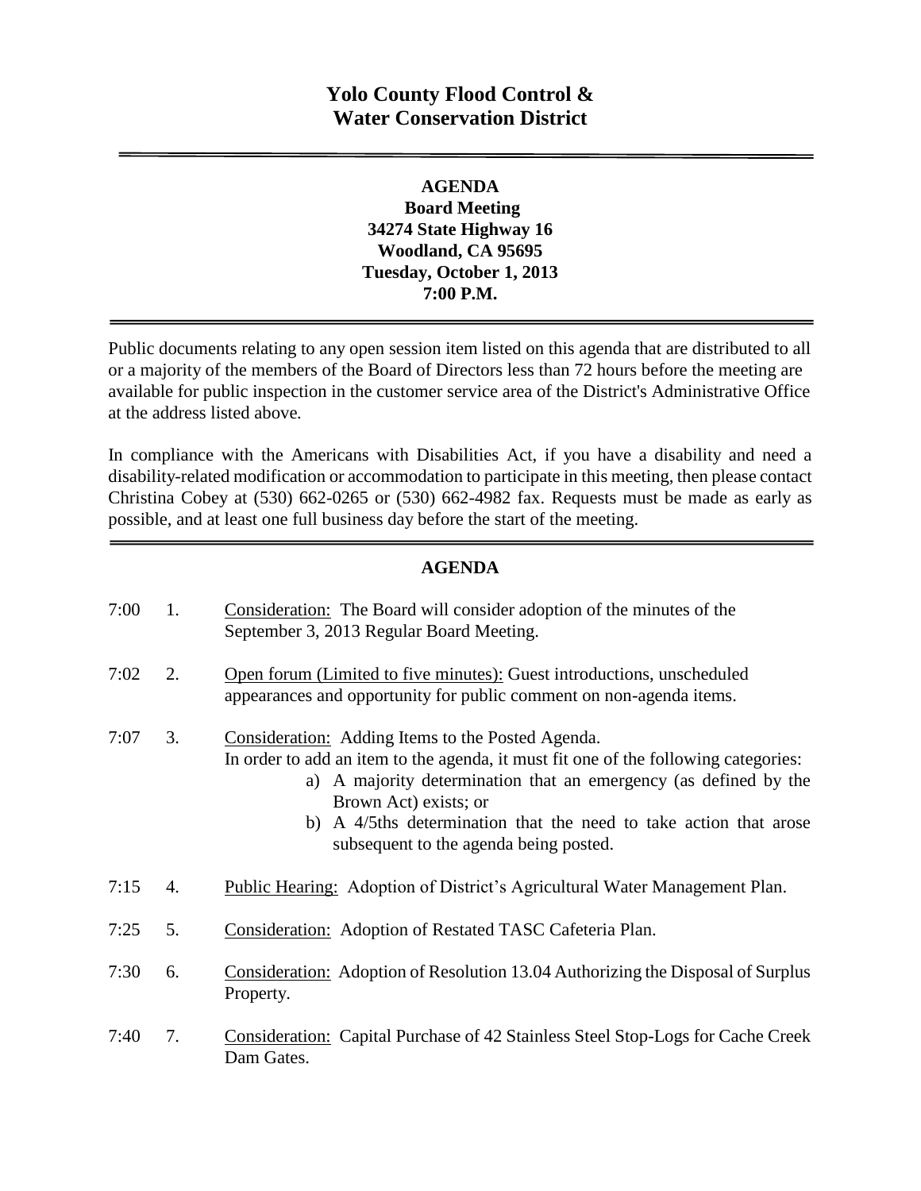# Yolo County Flood Control & Water Conservation District

**AGENDA**
**Board Meeting**
**34274 State Highway 16**
**Woodland, CA 95695**
**Tuesday, October 1, 2013**
**7:00 P.M.**

Public documents relating to any open session item listed on this agenda that are distributed to all or a majority of the members of the Board of Directors less than 72 hours before the meeting are available for public inspection in the customer service area of the District's Administrative Office at the address listed above.

In compliance with the Americans with Disabilities Act, if you have a disability and need a disability-related modification or accommodation to participate in this meeting, then please contact Christina Cobey at (530) 662-0265 or (530) 662-4982 fax. Requests must be made as early as possible, and at least one full business day before the start of the meeting.

## AGENDA

7:00 1. Consideration: The Board will consider adoption of the minutes of the September 3, 2013 Regular Board Meeting.

7:02 2. Open forum (Limited to five minutes): Guest introductions, unscheduled appearances and opportunity for public comment on non-agenda items.

7:07 3. Consideration: Adding Items to the Posted Agenda.
In order to add an item to the agenda, it must fit one of the following categories:
   a) A majority determination that an emergency (as defined by the Brown Act) exists; or
   b) A 4/5ths determination that the need to take action that arose subsequent to the agenda being posted.

7:15 4. Public Hearing: Adoption of District's Agricultural Water Management Plan.

7:25 5. Consideration: Adoption of Restated TASC Cafeteria Plan.

7:30 6. Consideration: Adoption of Resolution 13.04 Authorizing the Disposal of Surplus Property.

7:40 7. Consideration: Capital Purchase of 42 Stainless Steel Stop-Logs for Cache Creek Dam Gates.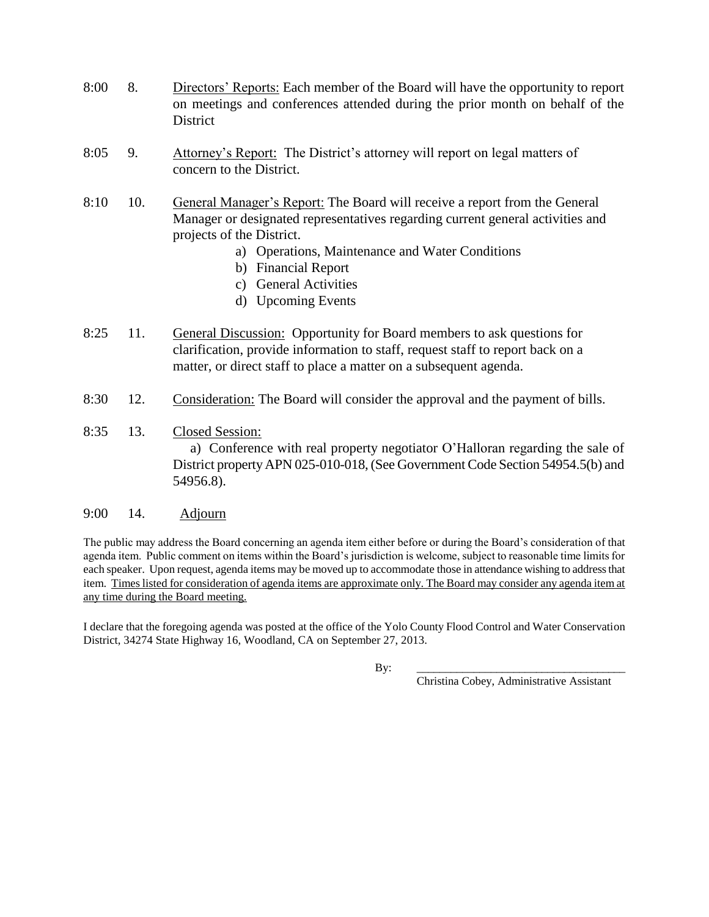8:00 8. Directors' Reports: Each member of the Board will have the opportunity to report on meetings and conferences attended during the prior month on behalf of the District

8:05 9. Attorney's Report: The District's attorney will report on legal matters of concern to the District.

8:10 10. General Manager's Report: The Board will receive a report from the General Manager or designated representatives regarding current general activities and projects of the District.

- a) Operations, Maintenance and Water Conditions
- b) Financial Report
- c) General Activities
- d) Upcoming Events

8:25 11. General Discussion: Opportunity for Board members to ask questions for clarification, provide information to staff, request staff to report back on a matter, or direct staff to place a matter on a subsequent agenda.

8:30 12. Consideration: The Board will consider the approval and the payment of bills.

8:35 13. Closed Session:

a) Conference with real property negotiator O'Halloran regarding the sale of District property APN 025-010-018, (See Government Code Section 54954.5(b) and 54956.8).

9:00 14. Adjourn

The public may address the Board concerning an agenda item either before or during the Board's consideration of that agenda item. Public comment on items within the Board's jurisdiction is welcome, subject to reasonable time limits for each speaker. Upon request, agenda items may be moved up to accommodate those in attendance wishing to address that item. Times listed for consideration of agenda items are approximate only. The Board may consider any agenda item at any time during the Board meeting.

I declare that the foregoing agenda was posted at the office of the Yolo County Flood Control and Water Conservation District, 34274 State Highway 16, Woodland, CA on September 27, 2013.

By: ____________________________________

Christina Cobey, Administrative Assistant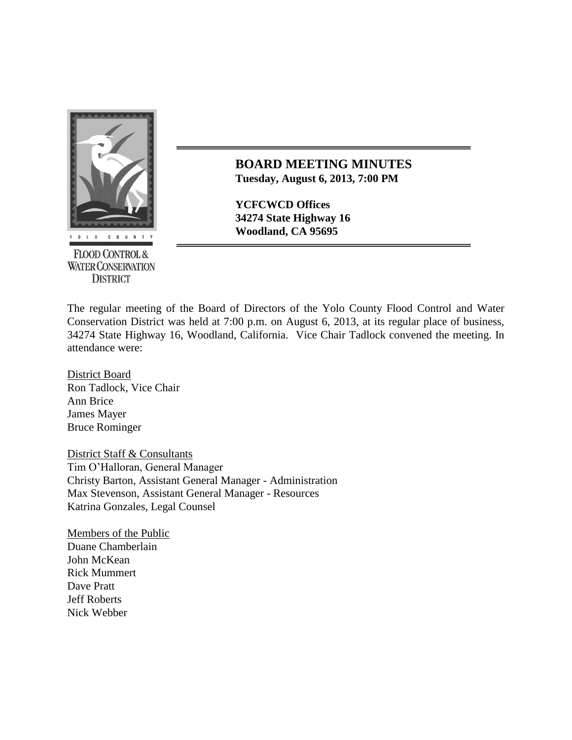YOLO COUNTY

FLOOD CONTROL & WATER CONSERVATION DISTRICT

# BOARD MEETING MINUTES

**Tuesday, August 6, 2013, 7:00 PM**

**YCFCWCD Offices**
**34274 State Highway 16**
**Woodland, CA 95695**

The regular meeting of the Board of Directors of the Yolo County Flood Control and Water Conservation District was held at 7:00 p.m. on August 6, 2013, at its regular place of business, 34274 State Highway 16, Woodland, California. Vice Chair Tadlock convened the meeting. In attendance were:

District Board
Ron Tadlock, Vice Chair
Ann Brice
James Mayer
Bruce Rominger

District Staff & Consultants
Tim O'Halloran, General Manager
Christy Barton, Assistant General Manager - Administration
Max Stevenson, Assistant General Manager - Resources
Katrina Gonzales, Legal Counsel

Members of the Public
Duane Chamberlain
John McKean
Rick Mummert
Dave Pratt
Jeff Roberts
Nick Webber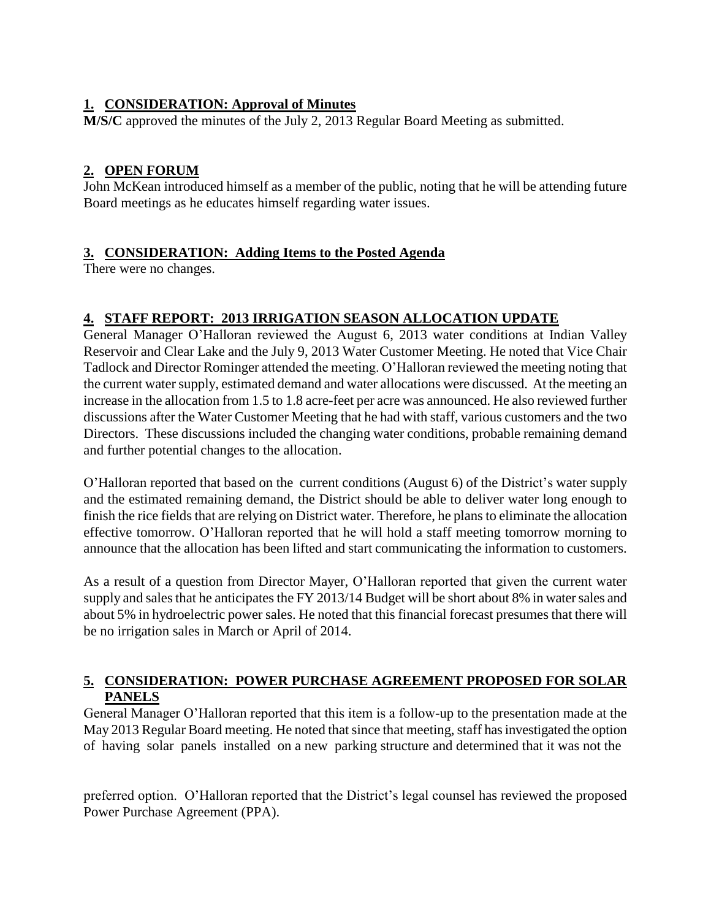**1. CONSIDERATION: Approval of Minutes**

**M/S/C** approved the minutes of the July 2, 2013 Regular Board Meeting as submitted.

**2. OPEN FORUM**

John McKean introduced himself as a member of the public, noting that he will be attending future Board meetings as he educates himself regarding water issues.

**3. CONSIDERATION: Adding Items to the Posted Agenda**

There were no changes.

**4. STAFF REPORT: 2013 IRRIGATION SEASON ALLOCATION UPDATE**

General Manager O'Halloran reviewed the August 6, 2013 water conditions at Indian Valley Reservoir and Clear Lake and the July 9, 2013 Water Customer Meeting. He noted that Vice Chair Tadlock and Director Rominger attended the meeting. O'Halloran reviewed the meeting noting that the current water supply, estimated demand and water allocations were discussed. At the meeting an increase in the allocation from 1.5 to 1.8 acre-feet per acre was announced. He also reviewed further discussions after the Water Customer Meeting that he had with staff, various customers and the two Directors. These discussions included the changing water conditions, probable remaining demand and further potential changes to the allocation.

O'Halloran reported that based on the current conditions (August 6) of the District's water supply and the estimated remaining demand, the District should be able to deliver water long enough to finish the rice fields that are relying on District water. Therefore, he plans to eliminate the allocation effective tomorrow. O'Halloran reported that he will hold a staff meeting tomorrow morning to announce that the allocation has been lifted and start communicating the information to customers.

As a result of a question from Director Mayer, O'Halloran reported that given the current water supply and sales that he anticipates the FY 2013/14 Budget will be short about 8% in water sales and about 5% in hydroelectric power sales. He noted that this financial forecast presumes that there will be no irrigation sales in March or April of 2014.

**5. CONSIDERATION: POWER PURCHASE AGREEMENT PROPOSED FOR SOLAR PANELS**

General Manager O'Halloran reported that this item is a follow-up to the presentation made at the May 2013 Regular Board meeting. He noted that since that meeting, staff has investigated the option of having solar panels installed on a new parking structure and determined that it was not the preferred option. O'Halloran reported that the District's legal counsel has reviewed the proposed Power Purchase Agreement (PPA).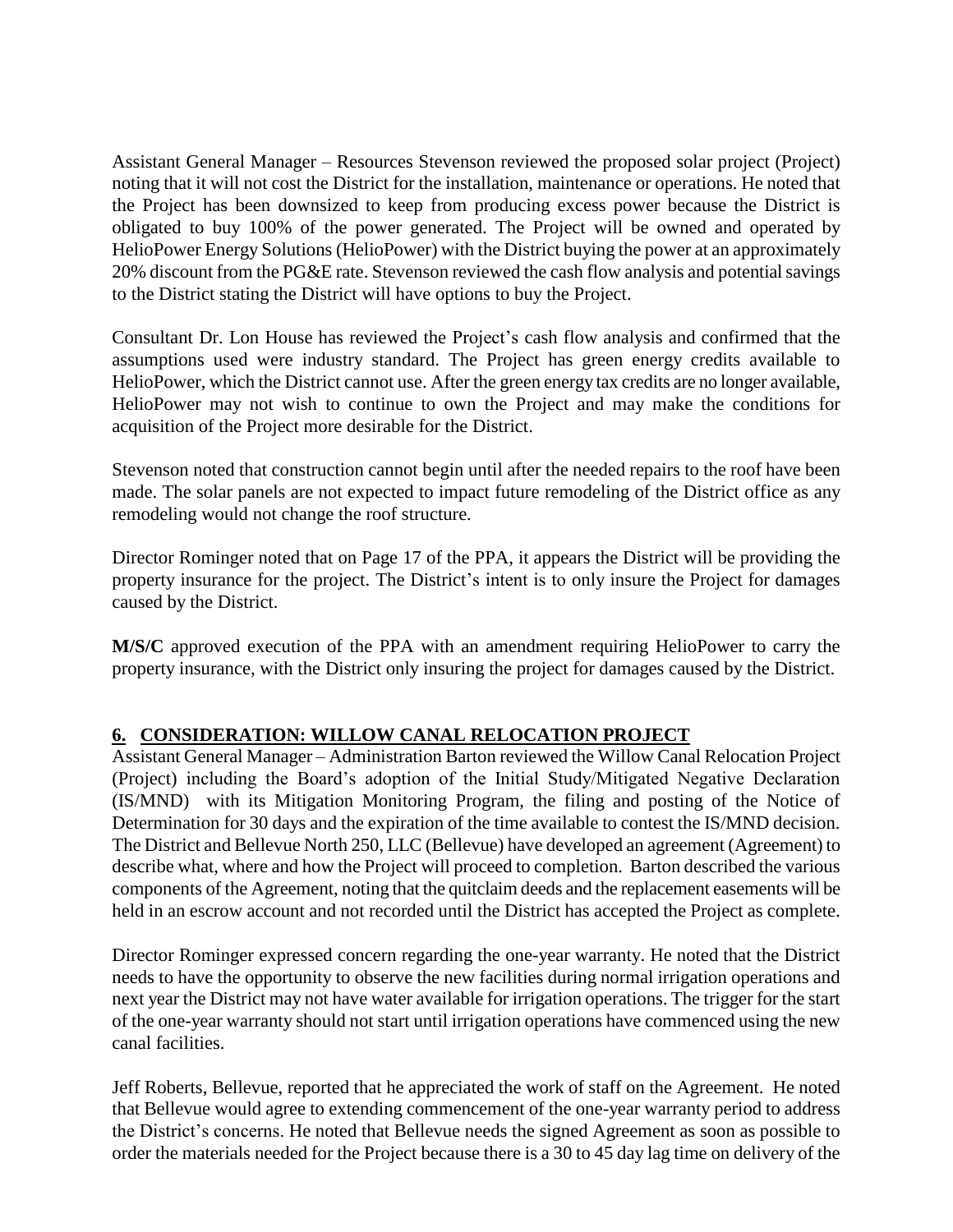Assistant General Manager – Resources Stevenson reviewed the proposed solar project (Project) noting that it will not cost the District for the installation, maintenance or operations. He noted that the Project has been downsized to keep from producing excess power because the District is obligated to buy 100% of the power generated. The Project will be owned and operated by HelioPower Energy Solutions (HelioPower) with the District buying the power at an approximately 20% discount from the PG&E rate. Stevenson reviewed the cash flow analysis and potential savings to the District stating the District will have options to buy the Project.

Consultant Dr. Lon House has reviewed the Project's cash flow analysis and confirmed that the assumptions used were industry standard. The Project has green energy credits available to HelioPower, which the District cannot use. After the green energy tax credits are no longer available, HelioPower may not wish to continue to own the Project and may make the conditions for acquisition of the Project more desirable for the District.

Stevenson noted that construction cannot begin until after the needed repairs to the roof have been made. The solar panels are not expected to impact future remodeling of the District office as any remodeling would not change the roof structure.

Director Rominger noted that on Page 17 of the PPA, it appears the District will be providing the property insurance for the project. The District's intent is to only insure the Project for damages caused by the District.

**M/S/C** approved execution of the PPA with an amendment requiring HelioPower to carry the property insurance, with the District only insuring the project for damages caused by the District.

## 6. CONSIDERATION: WILLOW CANAL RELOCATION PROJECT

Assistant General Manager – Administration Barton reviewed the Willow Canal Relocation Project (Project) including the Board's adoption of the Initial Study/Mitigated Negative Declaration (IS/MND) with its Mitigation Monitoring Program, the filing and posting of the Notice of Determination for 30 days and the expiration of the time available to contest the IS/MND decision. The District and Bellevue North 250, LLC (Bellevue) have developed an agreement (Agreement) to describe what, where and how the Project will proceed to completion. Barton described the various components of the Agreement, noting that the quitclaim deeds and the replacement easements will be held in an escrow account and not recorded until the District has accepted the Project as complete.

Director Rominger expressed concern regarding the one-year warranty. He noted that the District needs to have the opportunity to observe the new facilities during normal irrigation operations and next year the District may not have water available for irrigation operations. The trigger for the start of the one-year warranty should not start until irrigation operations have commenced using the new canal facilities.

Jeff Roberts, Bellevue, reported that he appreciated the work of staff on the Agreement. He noted that Bellevue would agree to extending commencement of the one-year warranty period to address the District's concerns. He noted that Bellevue needs the signed Agreement as soon as possible to order the materials needed for the Project because there is a 30 to 45 day lag time on delivery of the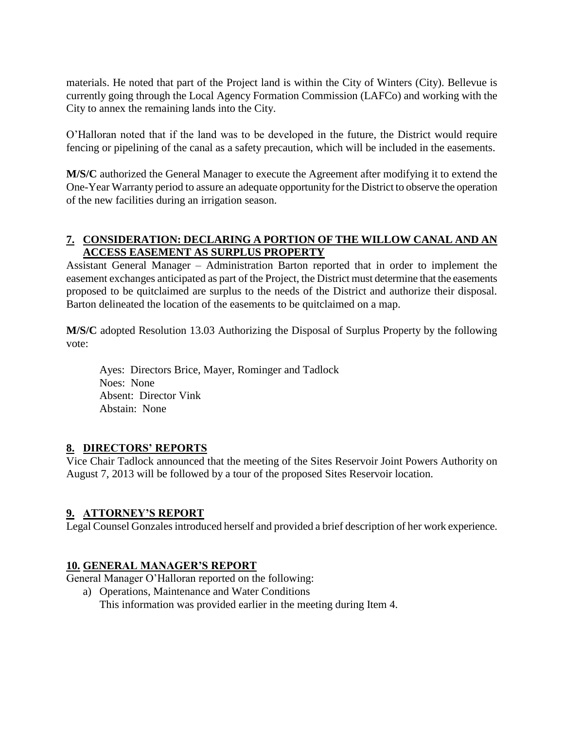materials. He noted that part of the Project land is within the City of Winters (City). Bellevue is currently going through the Local Agency Formation Commission (LAFCo) and working with the City to annex the remaining lands into the City.

O'Halloran noted that if the land was to be developed in the future, the District would require fencing or pipelining of the canal as a safety precaution, which will be included in the easements.

**M/S/C** authorized the General Manager to execute the Agreement after modifying it to extend the One-Year Warranty period to assure an adequate opportunity for the District to observe the operation of the new facilities during an irrigation season.

## 7. CONSIDERATION: DECLARING A PORTION OF THE WILLOW CANAL AND AN ACCESS EASEMENT AS SURPLUS PROPERTY

Assistant General Manager – Administration Barton reported that in order to implement the easement exchanges anticipated as part of the Project, the District must determine that the easements proposed to be quitclaimed are surplus to the needs of the District and authorize their disposal. Barton delineated the location of the easements to be quitclaimed on a map.

**M/S/C** adopted Resolution 13.03 Authorizing the Disposal of Surplus Property by the following vote:

Ayes: Directors Brice, Mayer, Rominger and Tadlock
Noes: None
Absent: Director Vink
Abstain: None

## 8. DIRECTORS' REPORTS

Vice Chair Tadlock announced that the meeting of the Sites Reservoir Joint Powers Authority on August 7, 2013 will be followed by a tour of the proposed Sites Reservoir location.

## 9. ATTORNEY'S REPORT

Legal Counsel Gonzales introduced herself and provided a brief description of her work experience.

## 10. GENERAL MANAGER'S REPORT

General Manager O'Halloran reported on the following:

a) Operations, Maintenance and Water Conditions
   This information was provided earlier in the meeting during Item 4.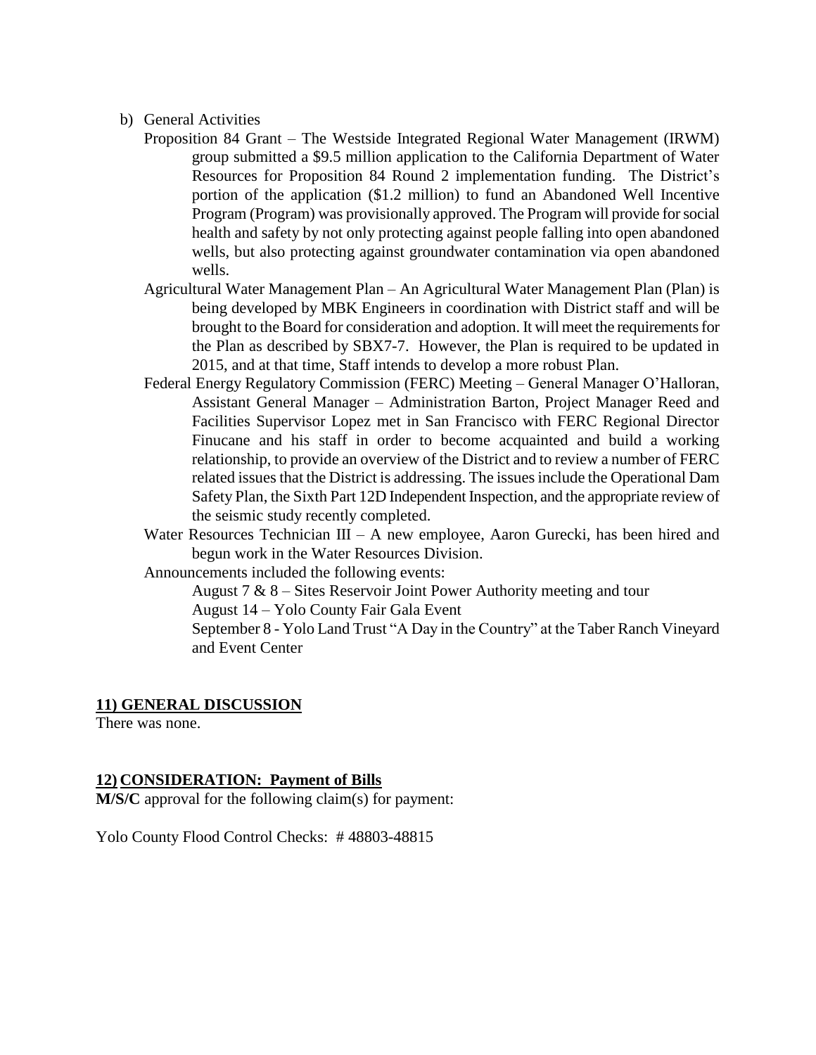b) General Activities

Proposition 84 Grant – The Westside Integrated Regional Water Management (IRWM) group submitted a $9.5 million application to the California Department of Water Resources for Proposition 84 Round 2 implementation funding. The District's portion of the application ($1.2 million) to fund an Abandoned Well Incentive Program (Program) was provisionally approved. The Program will provide for social health and safety by not only protecting against people falling into open abandoned wells, but also protecting against groundwater contamination via open abandoned wells.

Agricultural Water Management Plan – An Agricultural Water Management Plan (Plan) is being developed by MBK Engineers in coordination with District staff and will be brought to the Board for consideration and adoption. It will meet the requirements for the Plan as described by SBX7-7. However, the Plan is required to be updated in 2015, and at that time, Staff intends to develop a more robust Plan.

Federal Energy Regulatory Commission (FERC) Meeting – General Manager O'Halloran, Assistant General Manager – Administration Barton, Project Manager Reed and Facilities Supervisor Lopez met in San Francisco with FERC Regional Director Finucane and his staff in order to become acquainted and build a working relationship, to provide an overview of the District and to review a number of FERC related issues that the District is addressing. The issues include the Operational Dam Safety Plan, the Sixth Part 12D Independent Inspection, and the appropriate review of the seismic study recently completed.

Water Resources Technician III – A new employee, Aaron Gurecki, has been hired and begun work in the Water Resources Division.

Announcements included the following events:

August 7 & 8 – Sites Reservoir Joint Power Authority meeting and tour

August 14 – Yolo County Fair Gala Event

September 8 - Yolo Land Trust "A Day in the Country" at the Taber Ranch Vineyard and Event Center

**11) GENERAL DISCUSSION**

There was none.

**12) CONSIDERATION: Payment of Bills**

**M/S/C** approval for the following claim(s) for payment:

Yolo County Flood Control Checks: # 48803-48815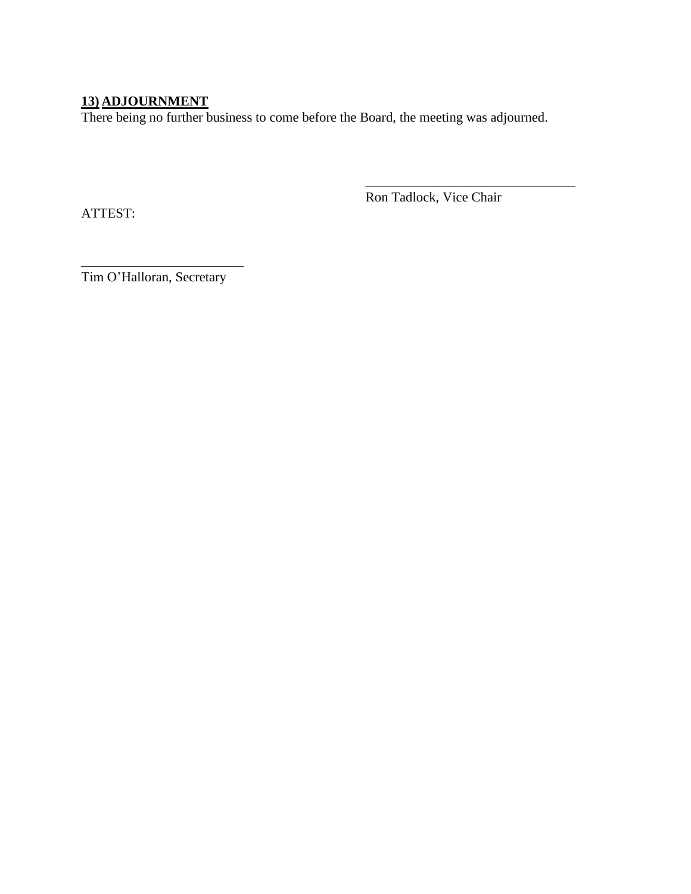**13) ADJOURNMENT**

There being no further business to come before the Board, the meeting was adjourned.

\_\_\_\_\_\_\_\_\_\_\_\_\_\_\_\_\_\_\_\_\_\_\_\_\_\_\_\_\_\_\_\_

Ron Tadlock, Vice Chair

ATTEST:

\_\_\_\_\_\_\_\_\_\_\_\_\_\_\_\_\_\_\_\_\_\_\_\_

Tim O'Halloran, Secretary